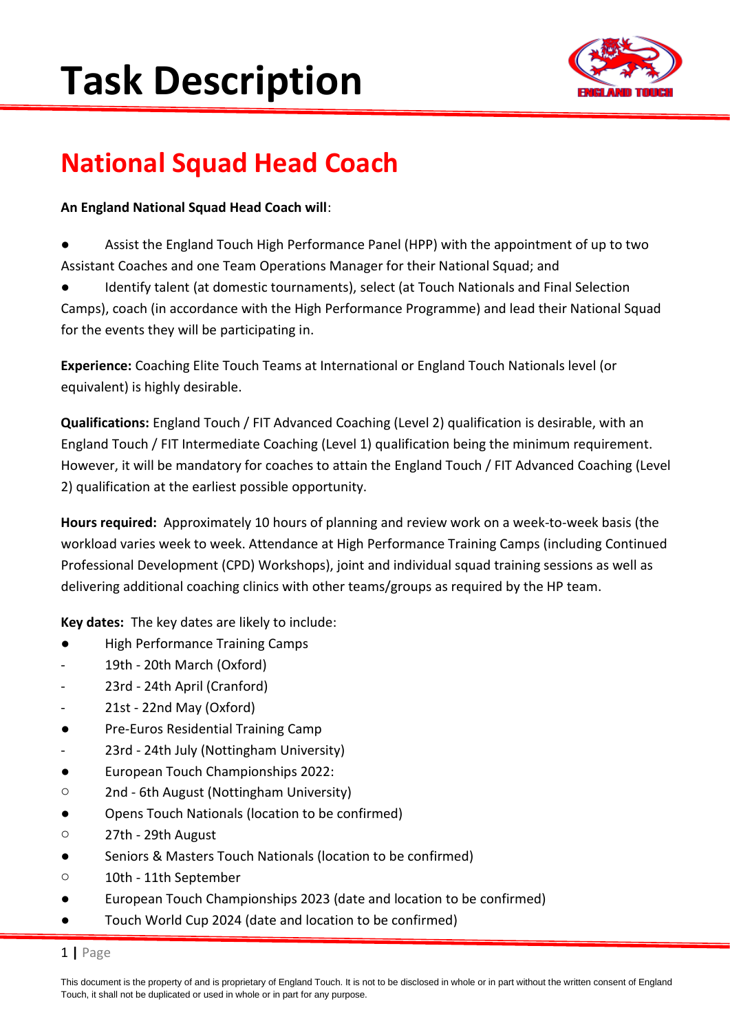# Task Description

## National Squad Head Coach

**An England National Squad Head Coach will**:

- Assist the England Touch High Performance Panel (HPP) with the appointment of up to two Assistant Coaches and one Team Operations Manager for their National Squad; and
- Identify talent (at domestic tournaments), select (at Touch Nationals and Final Selection Camps), coach (in accordance with the High Performance Programme) and lead their National Squad for the events they will be participating in.

**Experience:** Coaching Elite Touch Teams at International or England Touch Nationals level (or equivalent) is highly desirable.

**Qualifications:** England Touch / FIT Advanced Coaching (Level 2) qualification is desirable, with an England Touch / FIT Intermediate Coaching (Level 1) qualification being the minimum requirement. However, it will be mandatory for coaches to attain the England Touch / FIT Advanced Coaching (Level 2) qualification at the earliest possible opportunity.

**Hours required:** Approximately 10 hours of planning and review work on a week-to-week basis (the workload varies week to week. Attendance at High Performance Training Camps (including Continued Professional Development (CPD) Workshops), joint and individual squad training sessions as well as delivering additional coaching clinics with other teams/groups as required by the HP team.

**Key dates:** The key dates are likely to include:

- High Performance Training Camps
  - 19th - 20th March (Oxford)
  - 23rd - 24th April (Cranford)
  - 21st - 22nd May (Oxford)
- Pre-Euros Residential Training Camp
  - 23rd - 24th July (Nottingham University)
- European Touch Championships 2022:
  - 2nd - 6th August (Nottingham University)
- Opens Touch Nationals (location to be confirmed)
  - 27th - 29th August
- Seniors & Masters Touch Nationals (location to be confirmed)
  - 10th - 11th September
- European Touch Championships 2023 (date and location to be confirmed)
- Touch World Cup 2024 (date and location to be confirmed)

This document is the property of and is proprietary of England Touch. It is not to be disclosed in whole or in part without the written consent of England Touch, it shall not be duplicated or used in whole or in part for any purpose.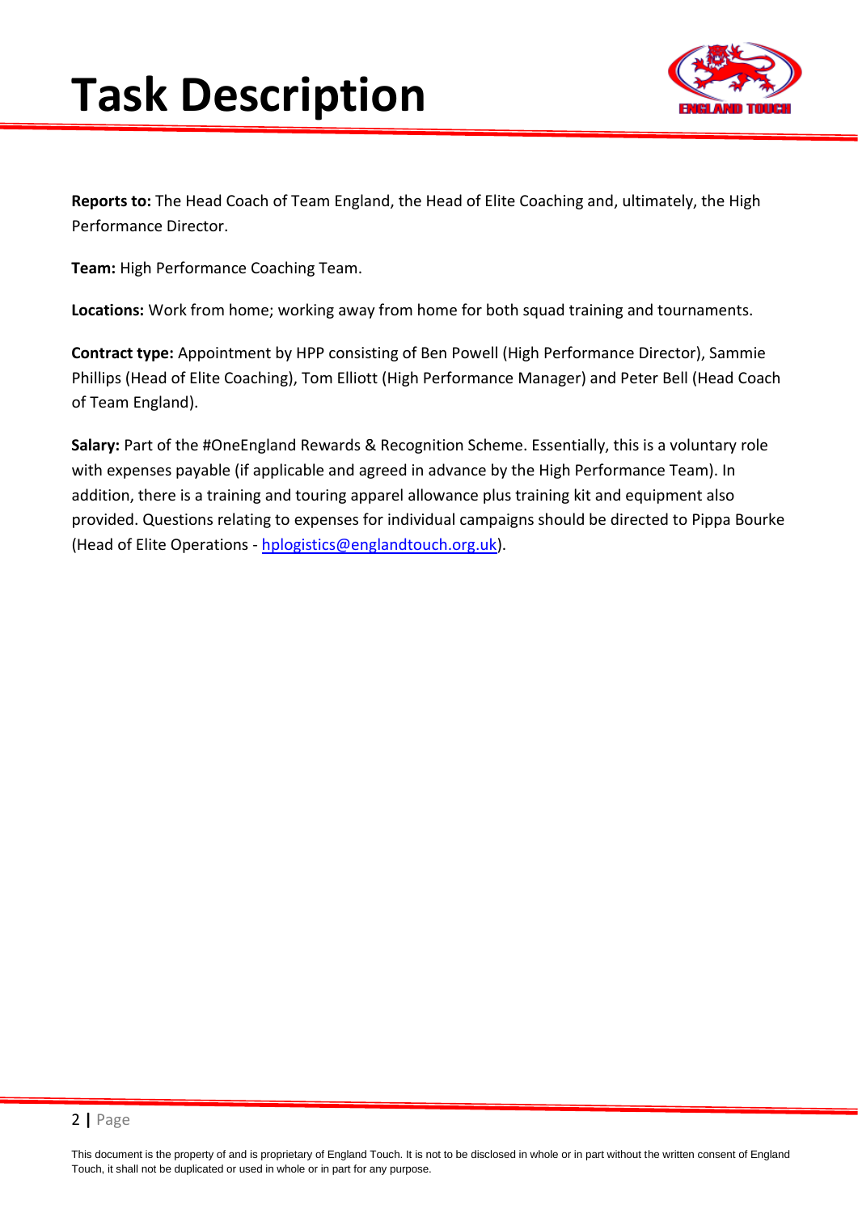# Task Description

**Reports to:** The Head Coach of Team England, the Head of Elite Coaching and, ultimately, the High Performance Director.

**Team:** High Performance Coaching Team.

**Locations:** Work from home; working away from home for both squad training and tournaments.

**Contract type:** Appointment by HPP consisting of Ben Powell (High Performance Director), Sammie Phillips (Head of Elite Coaching), Tom Elliott (High Performance Manager) and Peter Bell (Head Coach of Team England).

**Salary:** Part of the #OneEngland Rewards & Recognition Scheme. Essentially, this is a voluntary role with expenses payable (if applicable and agreed in advance by the High Performance Team). In addition, there is a training and touring apparel allowance plus training kit and equipment also provided. Questions relating to expenses for individual campaigns should be directed to Pippa Bourke (Head of Elite Operations - hplogistics@englandtouch.org.uk).

This document is the property of and is proprietary of England Touch. It is not to be disclosed in whole or in part without the written consent of England Touch, it shall not be duplicated or used in whole or in part for any purpose.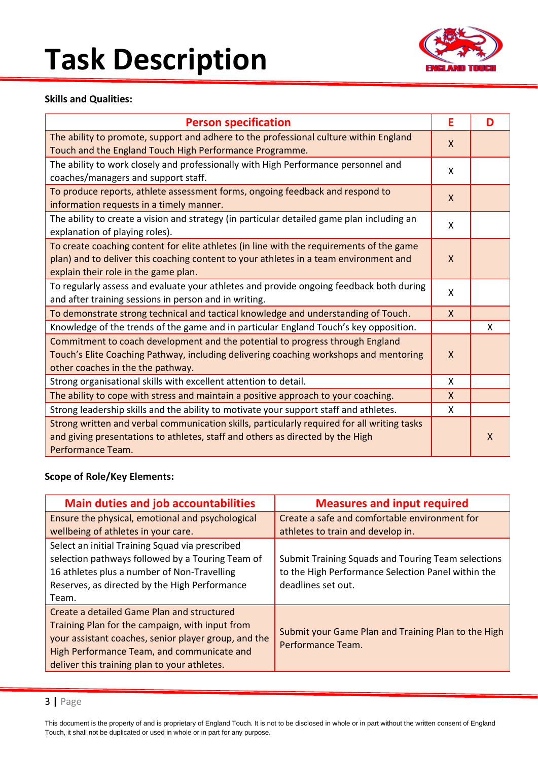# Task Description

**Skills and Qualities:**

| Person specification | E | D |
|---|---|---|
| The ability to promote, support and adhere to the professional culture within England Touch and the England Touch High Performance Programme. | X | |
| The ability to work closely and professionally with High Performance personnel and coaches/managers and support staff. | X | |
| To produce reports, athlete assessment forms, ongoing feedback and respond to information requests in a timely manner. | X | |
| The ability to create a vision and strategy (in particular detailed game plan including an explanation of playing roles). | X | |
| To create coaching content for elite athletes (in line with the requirements of the game plan) and to deliver this coaching content to your athletes in a team environment and explain their role in the game plan. | X | |
| To regularly assess and evaluate your athletes and provide ongoing feedback both during and after training sessions in person and in writing. | X | |
| To demonstrate strong technical and tactical knowledge and understanding of Touch. | X | |
| Knowledge of the trends of the game and in particular England Touch's key opposition. | | X |
| Commitment to coach development and the potential to progress through England Touch's Elite Coaching Pathway, including delivering coaching workshops and mentoring other coaches in the the pathway. | X | |
| Strong organisational skills with excellent attention to detail. | X | |
| The ability to cope with stress and maintain a positive approach to your coaching. | X | |
| Strong leadership skills and the ability to motivate your support staff and athletes. | X | |
| Strong written and verbal communication skills, particularly required for all writing tasks and giving presentations to athletes, staff and others as directed by the High Performance Team. | | X |

**Scope of Role/Key Elements:**

| Main duties and job accountabilities | Measures and input required |
|---|---|
| Ensure the physical, emotional and psychological wellbeing of athletes in your care. | Create a safe and comfortable environment for athletes to train and develop in. |
| Select an initial Training Squad via prescribed selection pathways followed by a Touring Team of 16 athletes plus a number of Non-Travelling Reserves, as directed by the High Performance Team. | Submit Training Squads and Touring Team selections to the High Performance Selection Panel within the deadlines set out. |
| Create a detailed Game Plan and structured Training Plan for the campaign, with input from your assistant coaches, senior player group, and the High Performance Team, and communicate and deliver this training plan to your athletes. | Submit your Game Plan and Training Plan to the High Performance Team. |

This document is the property of and is proprietary of England Touch. It is not to be disclosed in whole or in part without the written consent of England Touch, it shall not be duplicated or used in whole or in part for any purpose.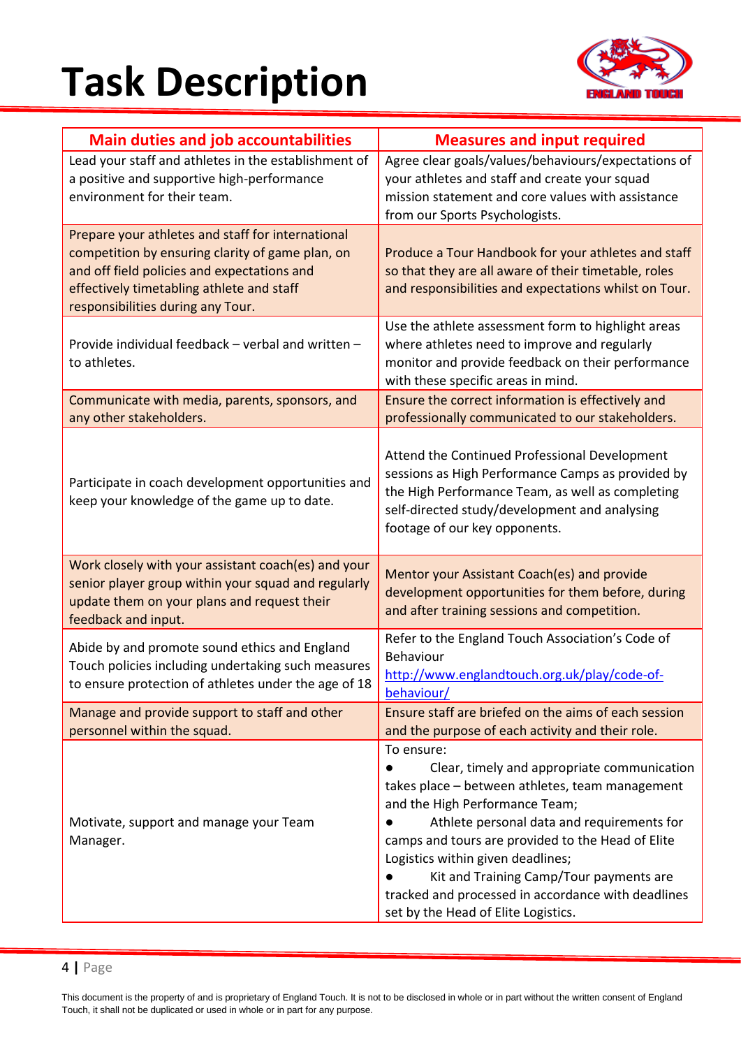# Task Description

| Main duties and job accountabilities | Measures and input required |
|---|---|
| Lead your staff and athletes in the establishment of a positive and supportive high-performance environment for their team. | Agree clear goals/values/behaviours/expectations of your athletes and staff and create your squad mission statement and core values with assistance from our Sports Psychologists. |
| Prepare your athletes and staff for international competition by ensuring clarity of game plan, on and off field policies and expectations and effectively timetabling athlete and staff responsibilities during any Tour. | Produce a Tour Handbook for your athletes and staff so that they are all aware of their timetable, roles and responsibilities and expectations whilst on Tour. |
| Provide individual feedback – verbal and written – to athletes. | Use the athlete assessment form to highlight areas where athletes need to improve and regularly monitor and provide feedback on their performance with these specific areas in mind. |
| Communicate with media, parents, sponsors, and any other stakeholders. | Ensure the correct information is effectively and professionally communicated to our stakeholders. |
| Participate in coach development opportunities and keep your knowledge of the game up to date. | Attend the Continued Professional Development sessions as High Performance Camps as provided by the High Performance Team, as well as completing self-directed study/development and analysing footage of our key opponents. |
| Work closely with your assistant coach(es) and your senior player group within your squad and regularly update them on your plans and request their feedback and input. | Mentor your Assistant Coach(es) and provide development opportunities for them before, during and after training sessions and competition. |
| Abide by and promote sound ethics and England Touch policies including undertaking such measures to ensure protection of athletes under the age of 18 | Refer to the England Touch Association's Code of Behaviour http://www.englandtouch.org.uk/play/code-of-behaviour/ |
| Manage and provide support to staff and other personnel within the squad. | Ensure staff are briefed on the aims of each session and the purpose of each activity and their role. |
| Motivate, support and manage your Team Manager. | To ensure:<br>● Clear, timely and appropriate communication takes place – between athletes, team management and the High Performance Team;<br>● Athlete personal data and requirements for camps and tours are provided to the Head of Elite Logistics within given deadlines;<br>● Kit and Training Camp/Tour payments are tracked and processed in accordance with deadlines set by the Head of Elite Logistics. |

This document is the property of and is proprietary of England Touch. It is not to be disclosed in whole or in part without the written consent of England Touch, it shall not be duplicated or used in whole or in part for any purpose.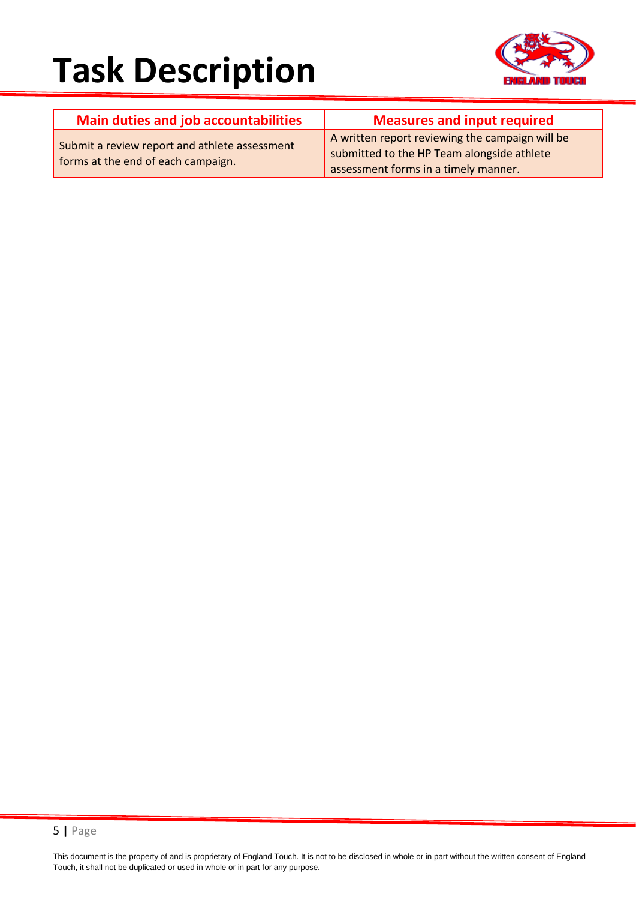# Task Description

| Main duties and job accountabilities | Measures and input required |
| --- | --- |
| Submit a review report and athlete assessment forms at the end of each campaign. | A written report reviewing the campaign will be submitted to the HP Team alongside athlete assessment forms in a timely manner. |

This document is the property of and is proprietary of England Touch. It is not to be disclosed in whole or in part without the written consent of England Touch, it shall not be duplicated or used in whole or in part for any purpose.